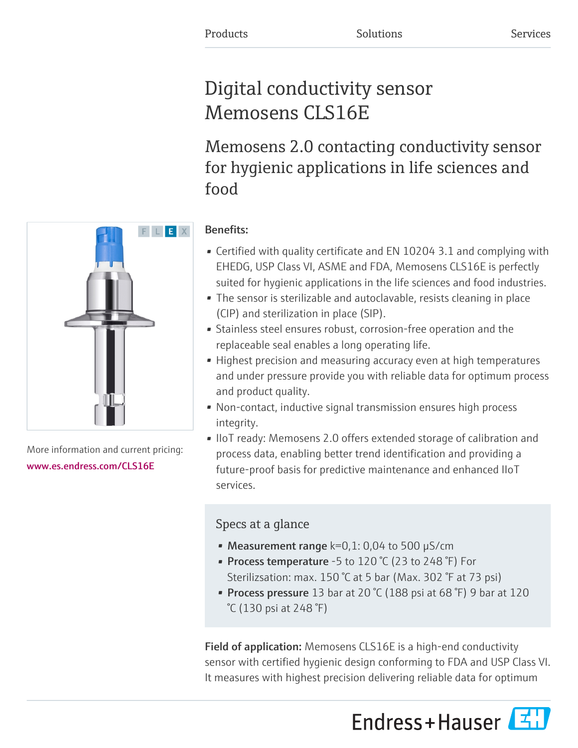Products Solutions Services

# Digital conductivity sensor Memosens CLS16E

## Memosens 2.0 contacting conductivity sensor for hygienic applications in life sciences and food

F L E X

More information and current pricing:
www.es.endress.com/CLS16E

**Benefits:**

- Certified with quality certificate and EN 10204 3.1 and complying with EHEDG, USP Class VI, ASME and FDA, Memosens CLS16E is perfectly suited for hygienic applications in the life sciences and food industries.
- The sensor is sterilizable and autoclavable, resists cleaning in place (CIP) and sterilization in place (SIP).
- Stainless steel ensures robust, corrosion-free operation and the replaceable seal enables a long operating life.
- Highest precision and measuring accuracy even at high temperatures and under pressure provide you with reliable data for optimum process and product quality.
- Non-contact, inductive signal transmission ensures high process integrity.
- IIoT ready: Memosens 2.0 offers extended storage of calibration and process data, enabling better trend identification and providing a future-proof basis for predictive maintenance and enhanced IIoT services.

### Specs at a glance

- **Measurement range** k=0,1: 0,04 to 500 µS/cm
- **Process temperature** -5 to 120 °C (23 to 248 °F) For Sterilizsation: max. 150 °C at 5 bar (Max. 302 °F at 73 psi)
- **Process pressure** 13 bar at 20 °C (188 psi at 68 °F) 9 bar at 120 °C (130 psi at 248 °F)

**Field of application:** Memosens CLS16E is a high-end conductivity sensor with certified hygienic design conforming to FDA and USP Class VI. It measures with highest precision delivering reliable data for optimum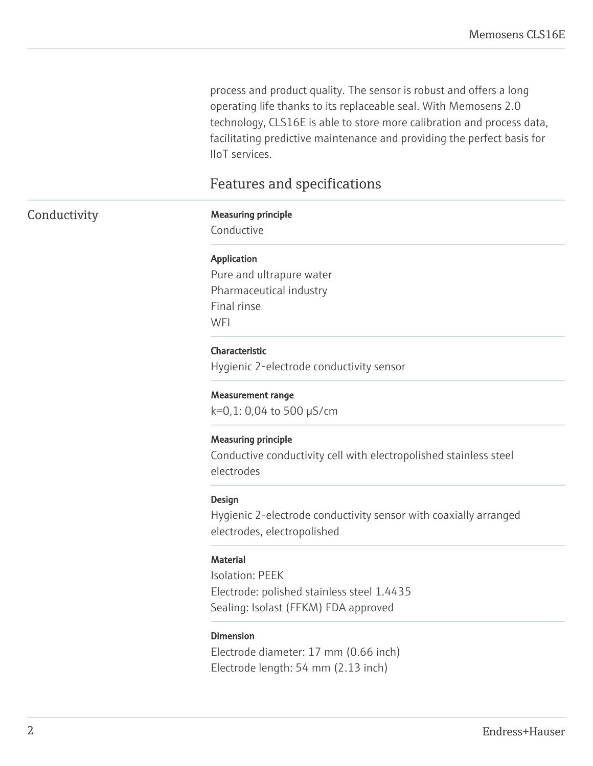process and product quality. The sensor is robust and offers a long operating life thanks to its replaceable seal. With Memosens 2.0 technology, CLS16E is able to store more calibration and process data, facilitating predictive maintenance and providing the perfect basis for IIoT services.

## Features and specifications

### Conductivity

**Measuring principle**
Conductive

**Application**
Pure and ultrapure water
Pharmaceutical industry
Final rinse
WFI

**Characteristic**
Hygienic 2-electrode conductivity sensor

**Measurement range**
k=0,1: 0,04 to 500 µS/cm

**Measuring principle**
Conductive conductivity cell with electropolished stainless steel electrodes

**Design**
Hygienic 2-electrode conductivity sensor with coaxially arranged electrodes, electropolished

**Material**
Isolation: PEEK
Electrode: polished stainless steel 1.4435
Sealing: Isolast (FFKM) FDA approved

**Dimension**
Electrode diameter: 17 mm (0.66 inch)
Electrode length: 54 mm (2.13 inch)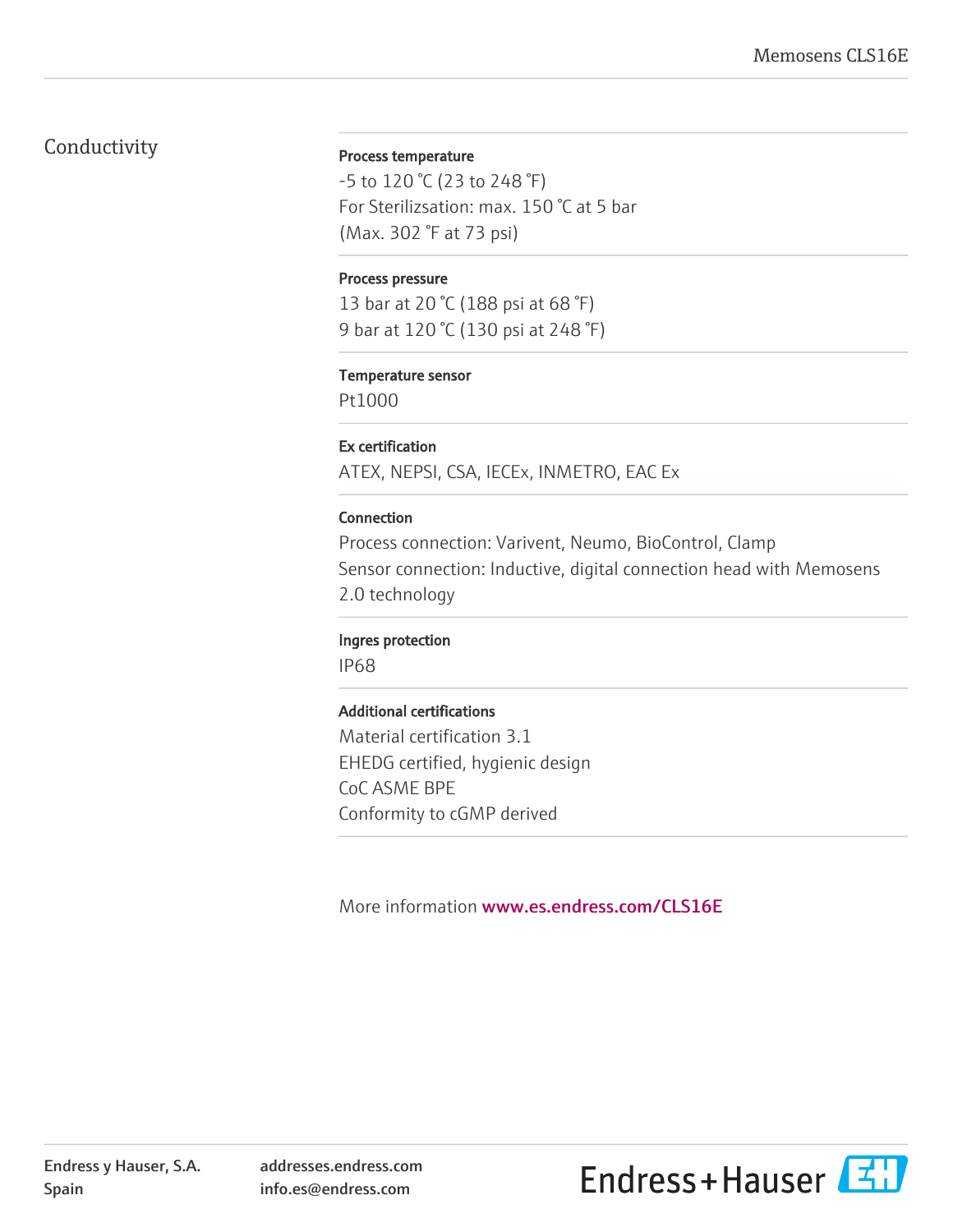## Conductivity

**Process temperature**

-5 to 120 °C (23 to 248 °F)
For Sterilizsation: max. 150 °C at 5 bar
(Max. 302 °F at 73 psi)

**Process pressure**

13 bar at 20 °C (188 psi at 68 °F)
9 bar at 120 °C (130 psi at 248 °F)

**Temperature sensor**

Pt1000

**Ex certification**

ATEX, NEPSI, CSA, IECEx, INMETRO, EAC Ex

**Connection**

Process connection: Varivent, Neumo, BioControl, Clamp
Sensor connection: Inductive, digital connection head with Memosens 2.0 technology

**Ingres protection**

IP68

**Additional certifications**

Material certification 3.1
EHEDG certified, hygienic design
CoC ASME BPE
Conformity to cGMP derived

More information **www.es.endress.com/CLS16E**

Endress y Hauser, S.A.
Spain

addresses.endress.com
info.es@endress.com

Endress+Hauser